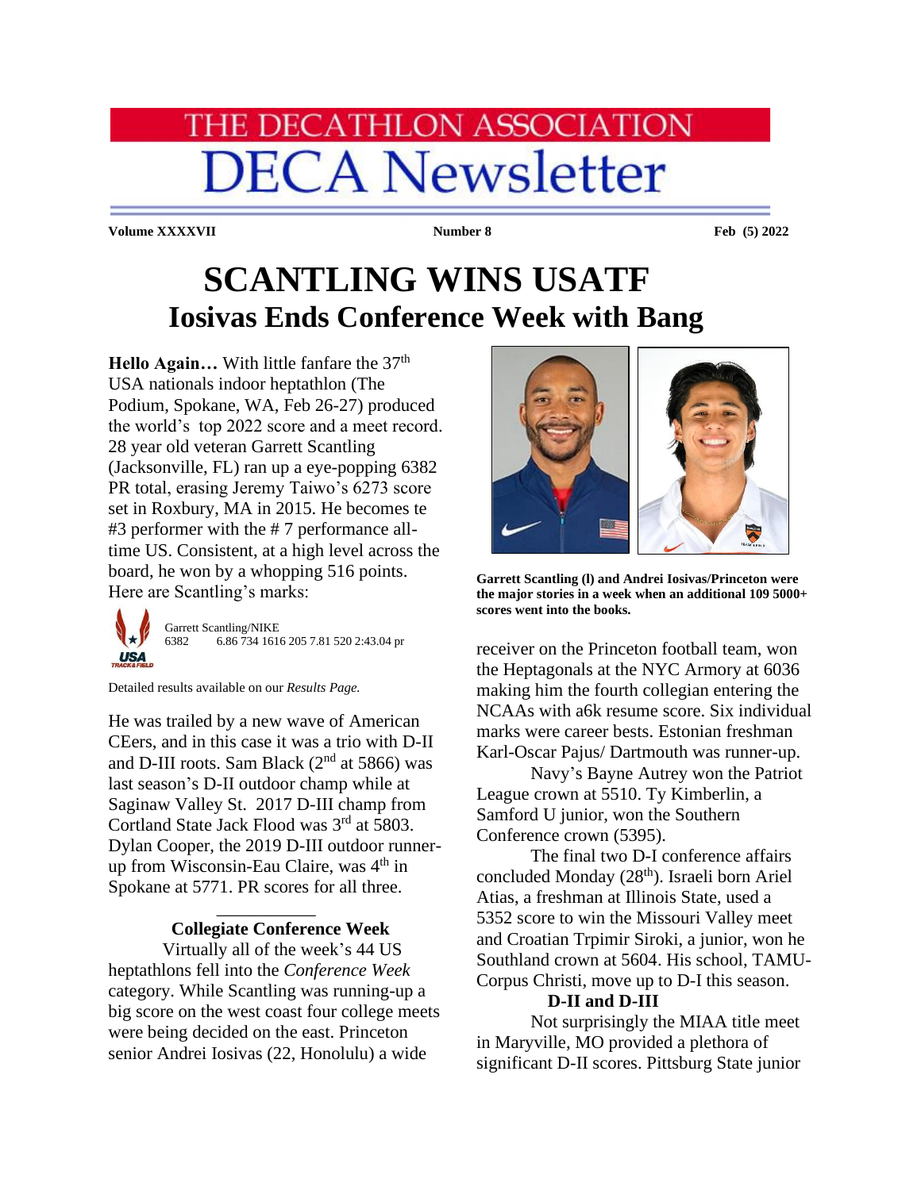# THE DECATHLON ASSOCIATION
# DECA Newsletter

**Volume XXXXVII** **Number 8** **Feb (5) 2022**

# SCANTLING WINS USATF
## Iosivas Ends Conference Week with Bang

**Hello Again…** With little fanfare the 37th USA nationals indoor heptathlon (The Podium, Spokane, WA, Feb 26-27) produced the world's top 2022 score and a meet record. 28 year old veteran Garrett Scantling (Jacksonville, FL) ran up a eye-popping 6382 PR total, erasing Jeremy Taiwo's 6273 score set in Roxbury, MA in 2015. He becomes te #3 performer with the # 7 performance all-time US. Consistent, at a high level across the board, he won by a whopping 516 points. Here are Scantling's marks:

Garrett Scantling/NIKE
6382 6.86 734 1616 205 7.81 520 2:43.04 pr

Detailed results available on our *Results Page.*

He was trailed by a new wave of American CEers, and in this case it was a trio with D-II and D-III roots. Sam Black (2nd at 5866) was last season's D-II outdoor champ while at Saginaw Valley St. 2017 D-III champ from Cortland State Jack Flood was 3rd at 5803. Dylan Cooper, the 2019 D-III outdoor runner-up from Wisconsin-Eau Claire, was 4th in Spokane at 5771. PR scores for all three.

---

### Collegiate Conference Week

Virtually all of the week's 44 US heptathlons fell into the *Conference Week* category. While Scantling was running-up a big score on the west coast four college meets were being decided on the east. Princeton senior Andrei Iosivas (22, Honolulu) a wide receiver on the Princeton football team, won the Heptagonals at the NYC Armory at 6036 making him the fourth collegian entering the NCAAs with a6k resume score. Six individual marks were career bests. Estonian freshman Karl-Oscar Pajus/ Dartmouth was runner-up.

**Garrett Scantling (l) and Andrei Iosivas/Princeton were the major stories in a week when an additional 109 5000+ scores went into the books.**

Navy's Bayne Autrey won the Patriot League crown at 5510. Ty Kimberlin, a Samford U junior, won the Southern Conference crown (5395).

The final two D-I conference affairs concluded Monday (28th). Israeli born Ariel Atias, a freshman at Illinois State, used a 5352 score to win the Missouri Valley meet and Croatian Trpimir Siroki, a junior, won he Southland crown at 5604. His school, TAMU-Corpus Christi, move up to D-I this season.

### D-II and D-III

Not surprisingly the MIAA title meet in Maryville, MO provided a plethora of significant D-II scores. Pittsburg State junior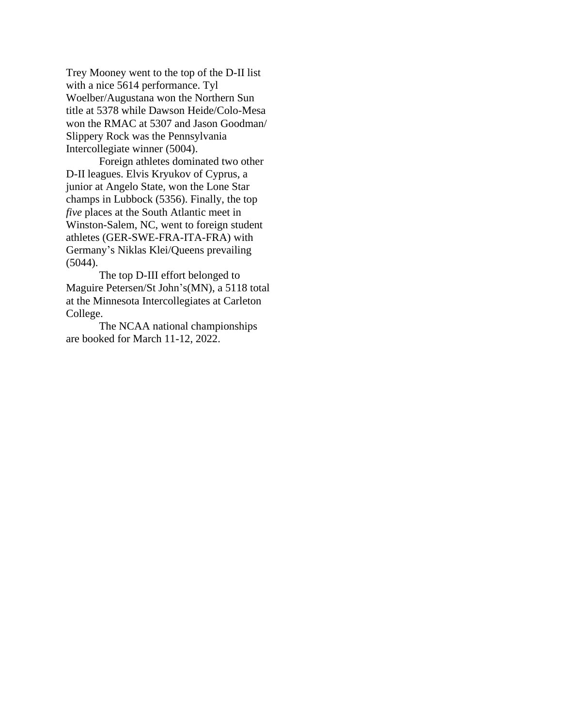Trey Mooney went to the top of the D-II list with a nice 5614 performance. Tyl Woelber/Augustana won the Northern Sun title at 5378 while Dawson Heide/Colo-Mesa won the RMAC at 5307 and Jason Goodman/ Slippery Rock was the Pennsylvania Intercollegiate winner (5004).

Foreign athletes dominated two other D-II leagues. Elvis Kryukov of Cyprus, a junior at Angelo State, won the Lone Star champs in Lubbock (5356). Finally, the top *five* places at the South Atlantic meet in Winston-Salem, NC, went to foreign student athletes (GER-SWE-FRA-ITA-FRA) with Germany's Niklas Klei/Queens prevailing (5044).

The top D-III effort belonged to Maguire Petersen/St John's(MN), a 5118 total at the Minnesota Intercollegiates at Carleton College.

The NCAA national championships are booked for March 11-12, 2022.